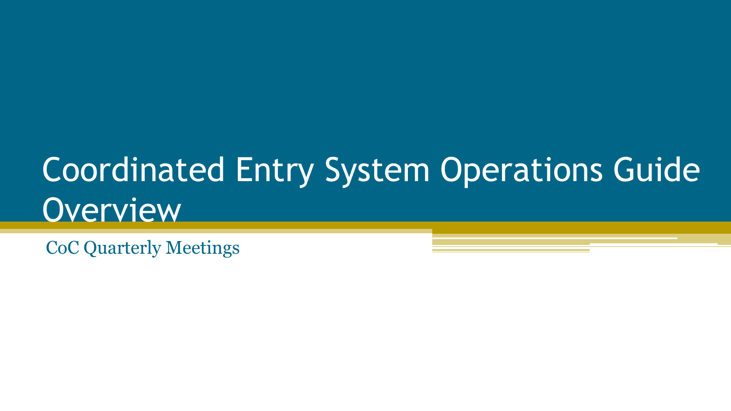# Coordinated Entry System Operations Guide Overview

CoC Quarterly Meetings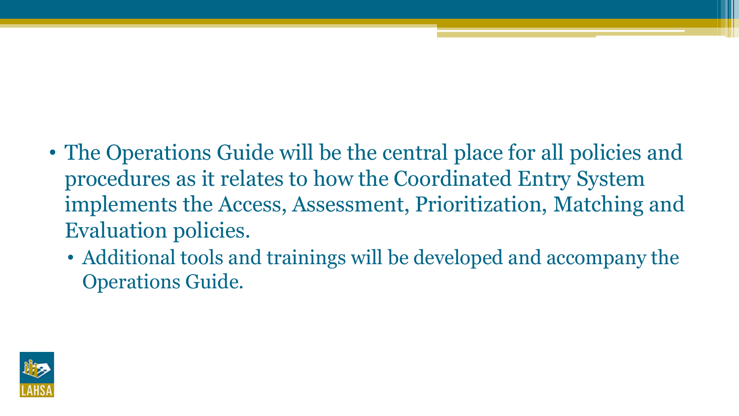- The Operations Guide will be the central place for all policies and procedures as it relates to how the Coordinated Entry System implements the Access, Assessment, Prioritization, Matching and Evaluation policies.
  - Additional tools and trainings will be developed and accompany the Operations Guide.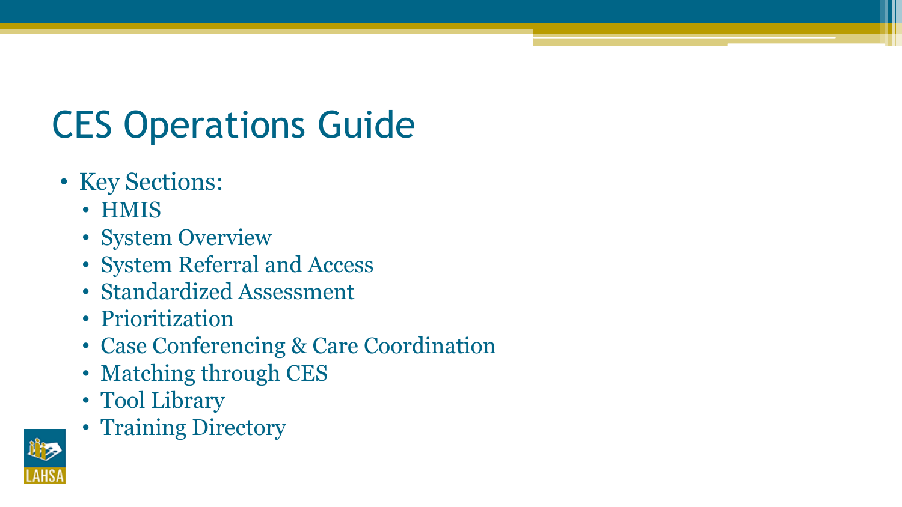# CES Operations Guide

- Key Sections:
  - HMIS
  - System Overview
  - System Referral and Access
  - Standardized Assessment
  - Prioritization
  - Case Conferencing & Care Coordination
  - Matching through CES
  - Tool Library
  - Training Directory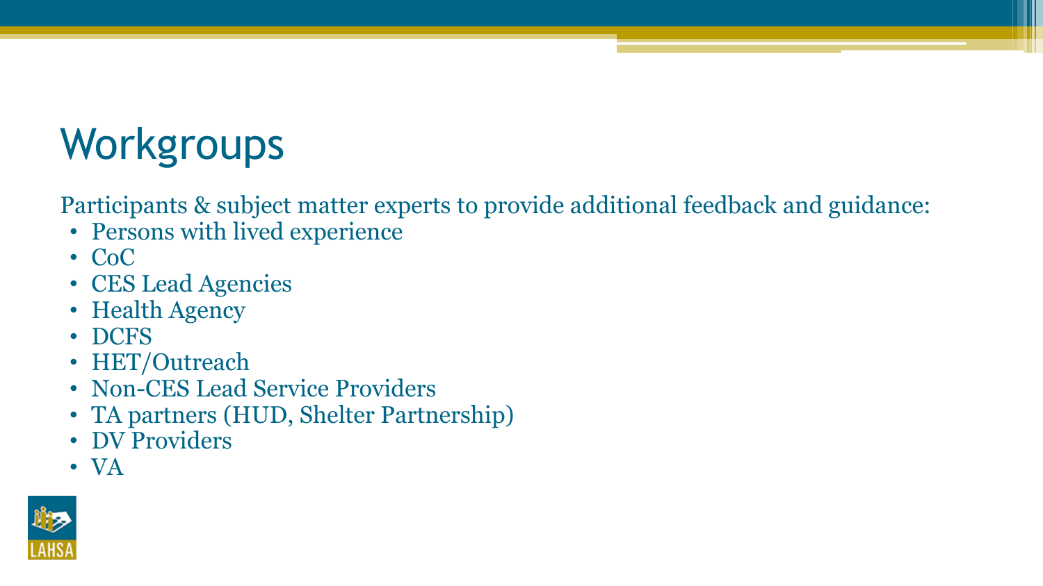# Workgroups

Participants & subject matter experts to provide additional feedback and guidance:

- Persons with lived experience
- CoC
- CES Lead Agencies
- Health Agency
- DCFS
- HET/Outreach
- Non-CES Lead Service Providers
- TA partners (HUD, Shelter Partnership)
- DV Providers
- VA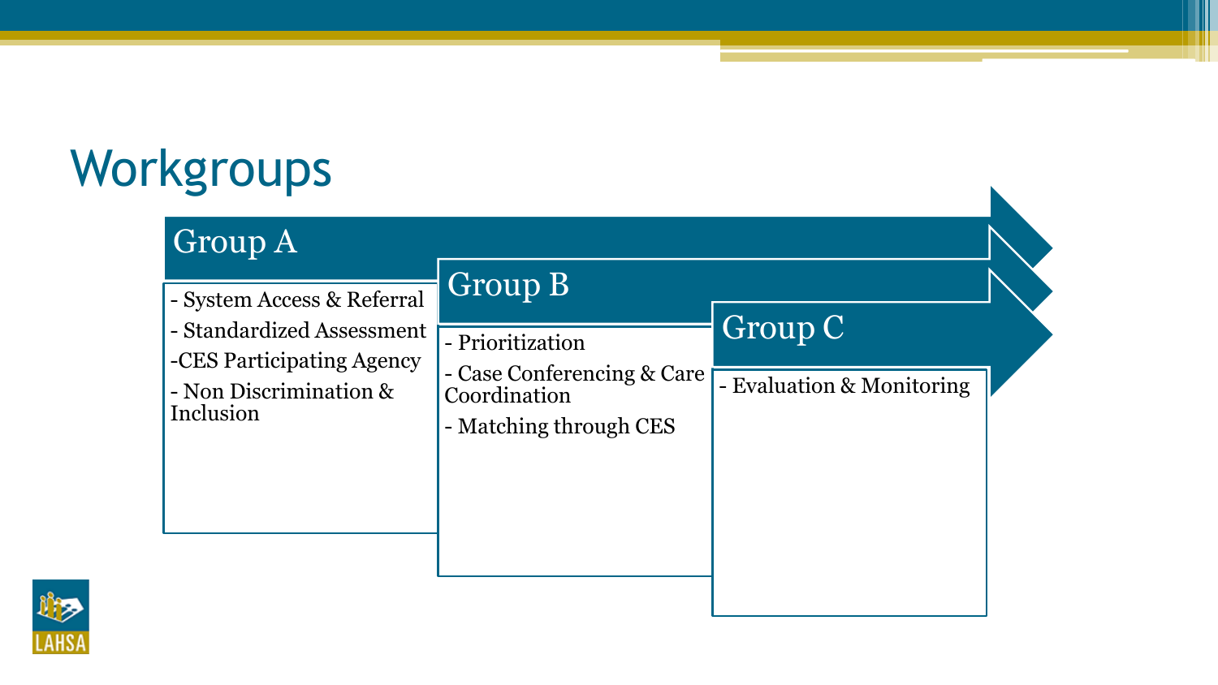# Workgroups

## Group A

- System Access & Referral
- Standardized Assessment
- CES Participating Agency
- Non Discrimination & Inclusion

## Group B

- Prioritization
- Case Conferencing & Care Coordination
- Matching through CES

## Group C

- Evaluation & Monitoring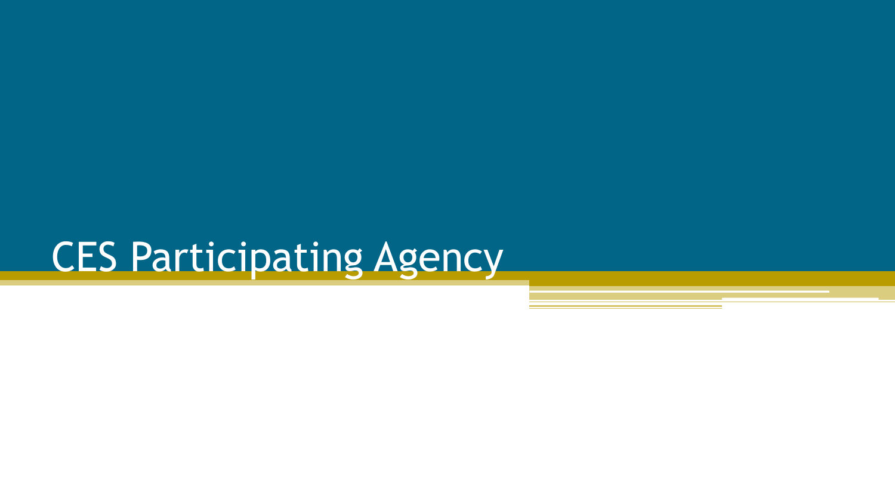# CES Participating Agency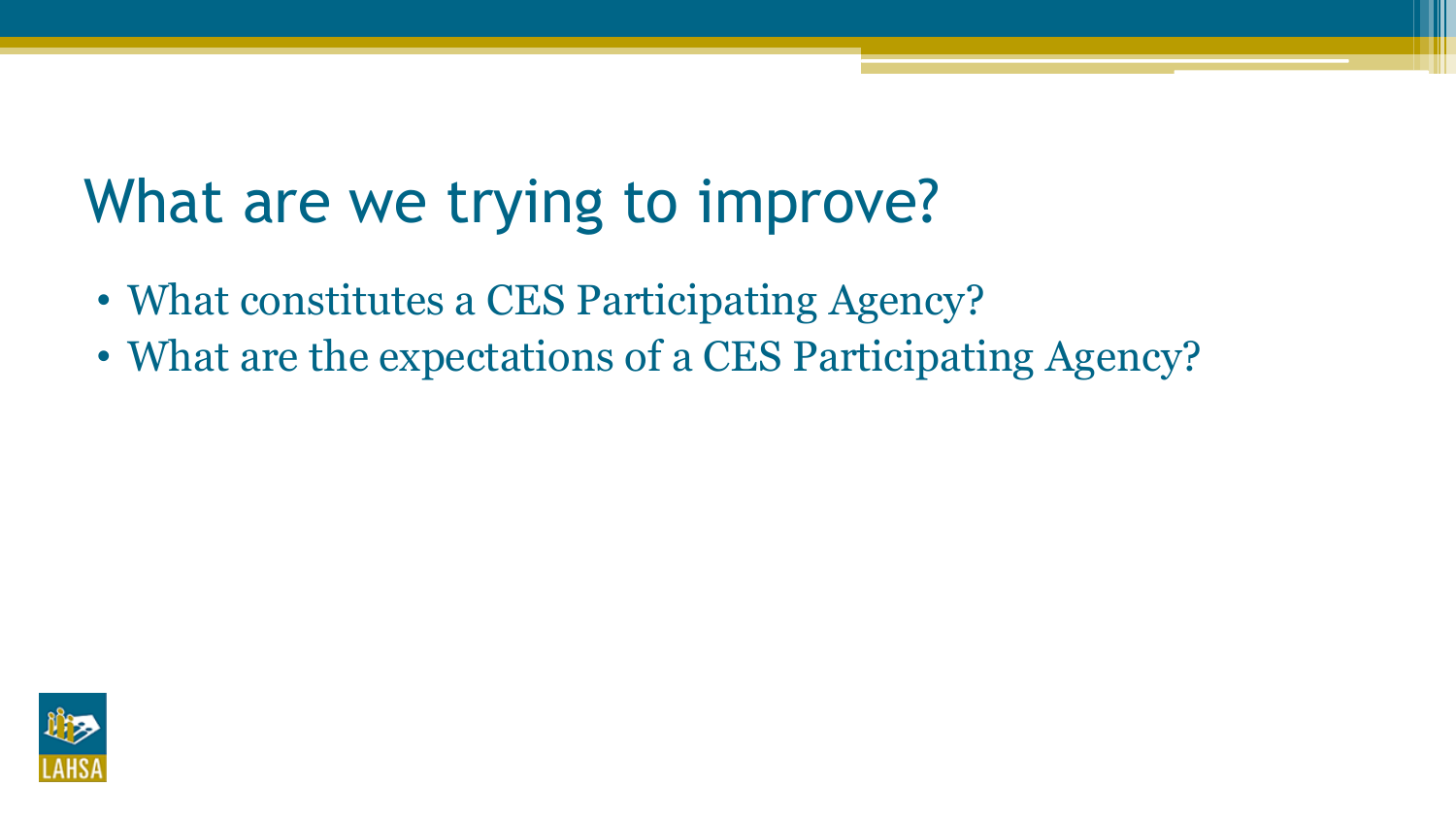# What are we trying to improve?

- What constitutes a CES Participating Agency?
- What are the expectations of a CES Participating Agency?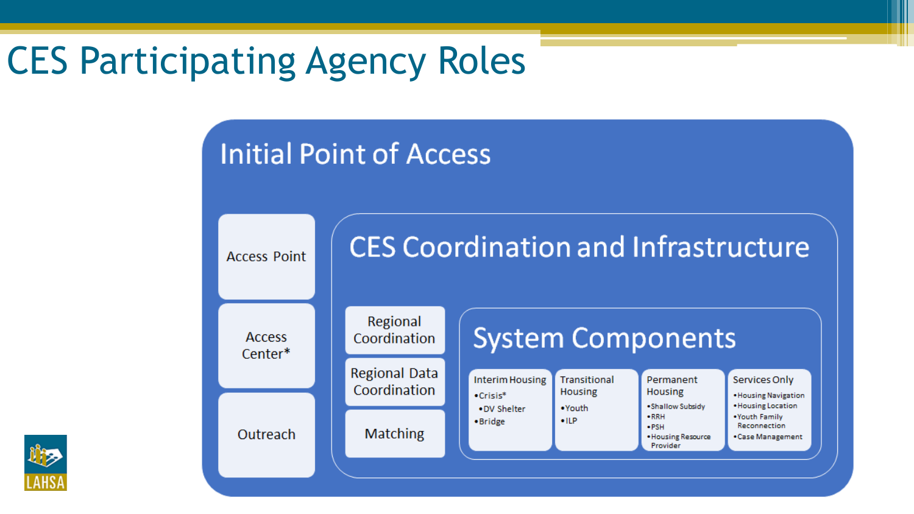# CES Participating Agency Roles

## Initial Point of Access

- Access Point
- Access Center*
- Outreach

### CES Coordination and Infrastructure

- Regional Coordination
- Regional Data Coordination
- Matching

#### System Components

**Interim Housing**
- Crisis*
  - DV Shelter
- Bridge

**Transitional Housing**
- Youth
- ILP

**Permanent Housing**
- Shallow Subsidy
- RRH
- PSH
- Housing Resource Provider

**Services Only**
- Housing Navigation
- Housing Location
- Youth Family Reconnection
- Case Management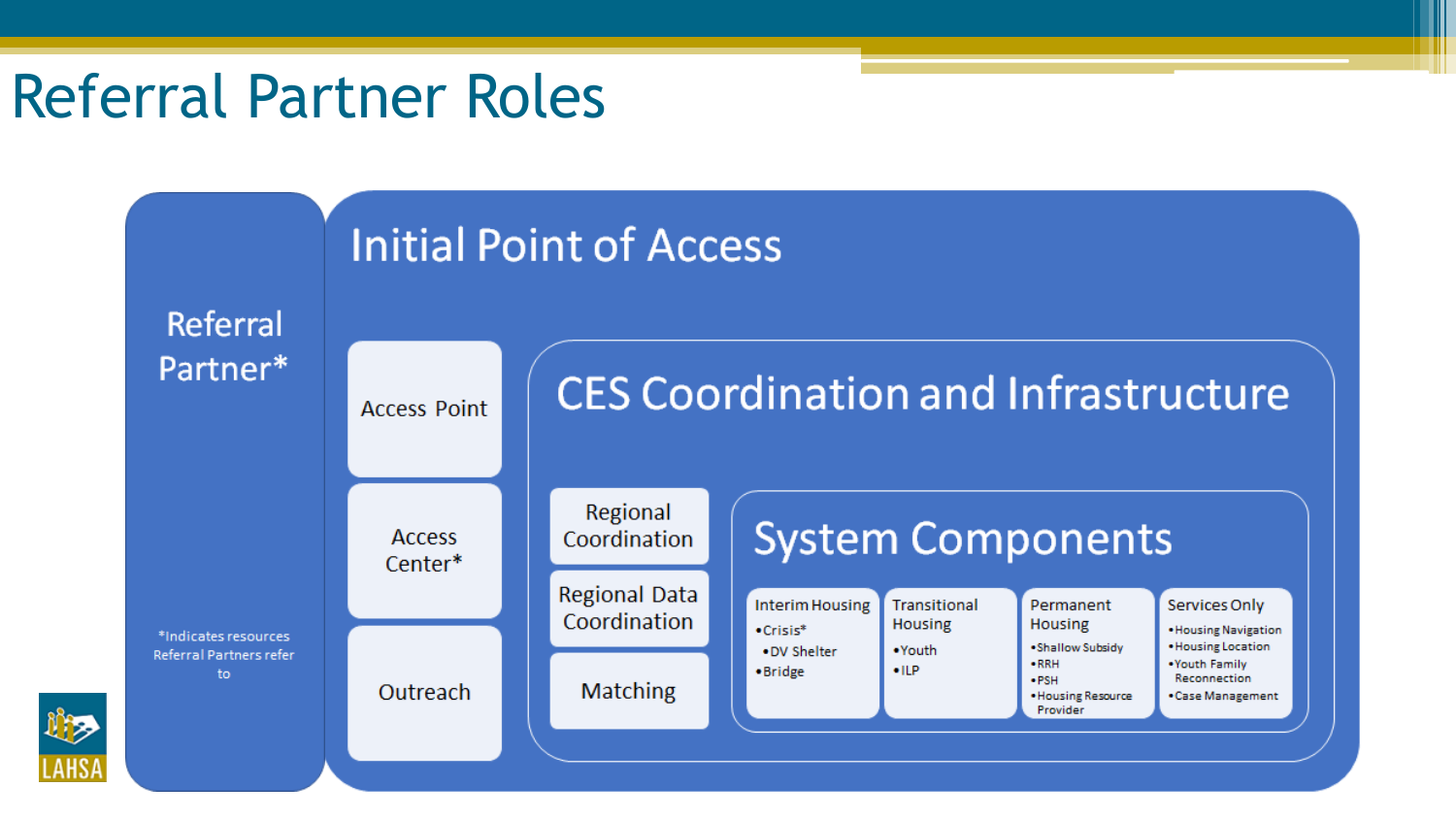# Referral Partner Roles

## Referral Partner*

*Indicates resources Referral Partners refer to

## Initial Point of Access

- Access Point
- Access Center*
- Outreach

### CES Coordination and Infrastructure

- Regional Coordination
- Regional Data Coordination
- Matching

#### System Components

**Interim Housing**
- Crisis*
  - DV Shelter
- Bridge

**Transitional Housing**
- Youth
- ILP

**Permanent Housing**
- Shallow Subsidy
- RRH
- PSH
- Housing Resource Provider

**Services Only**
- Housing Navigation
- Housing Location
- Youth Family Reconnection
- Case Management

LAHSA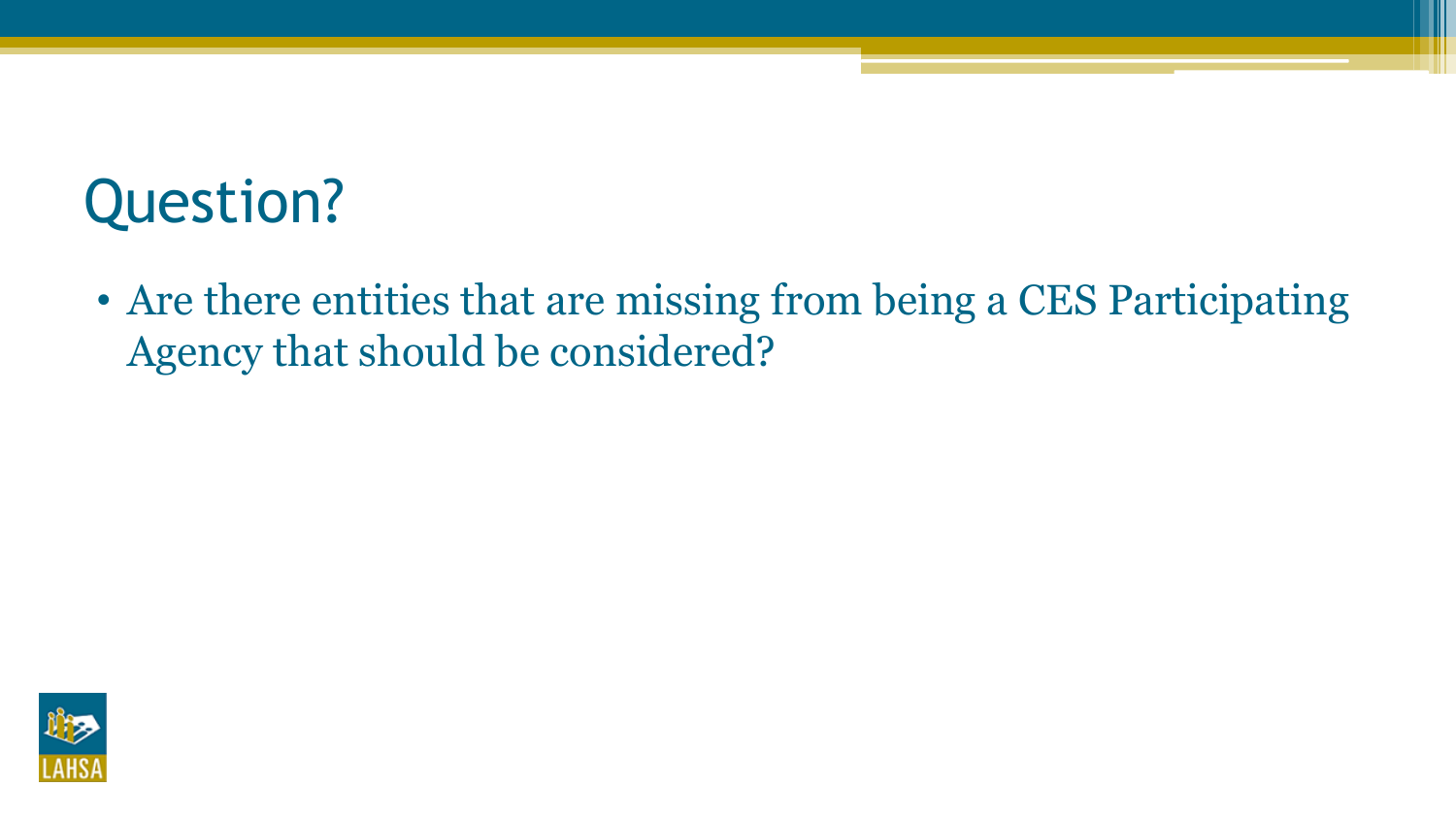# Question?

- Are there entities that are missing from being a CES Participating Agency that should be considered?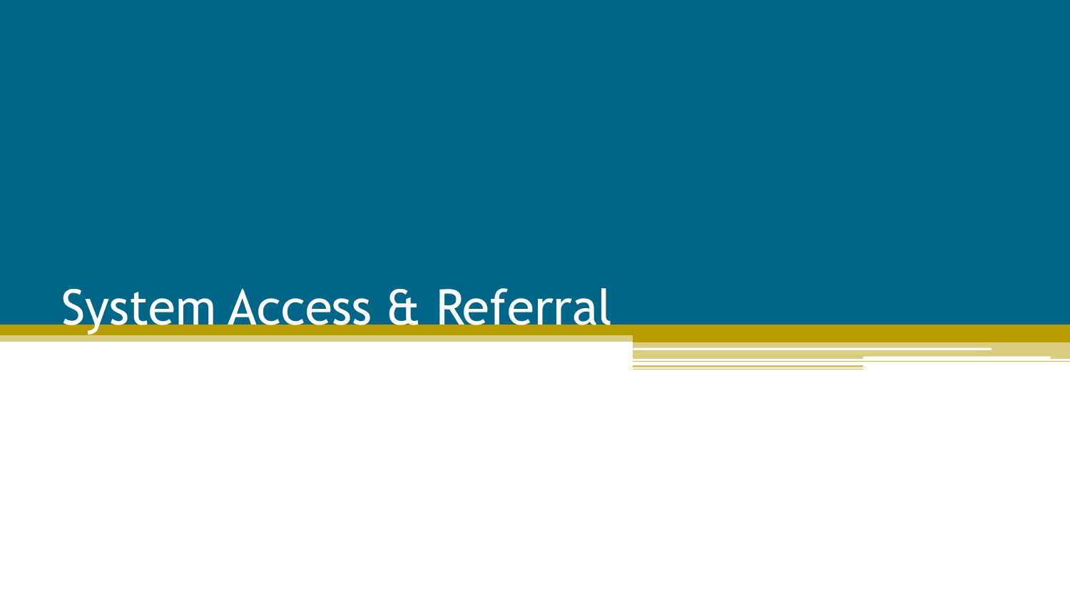# System Access & Referral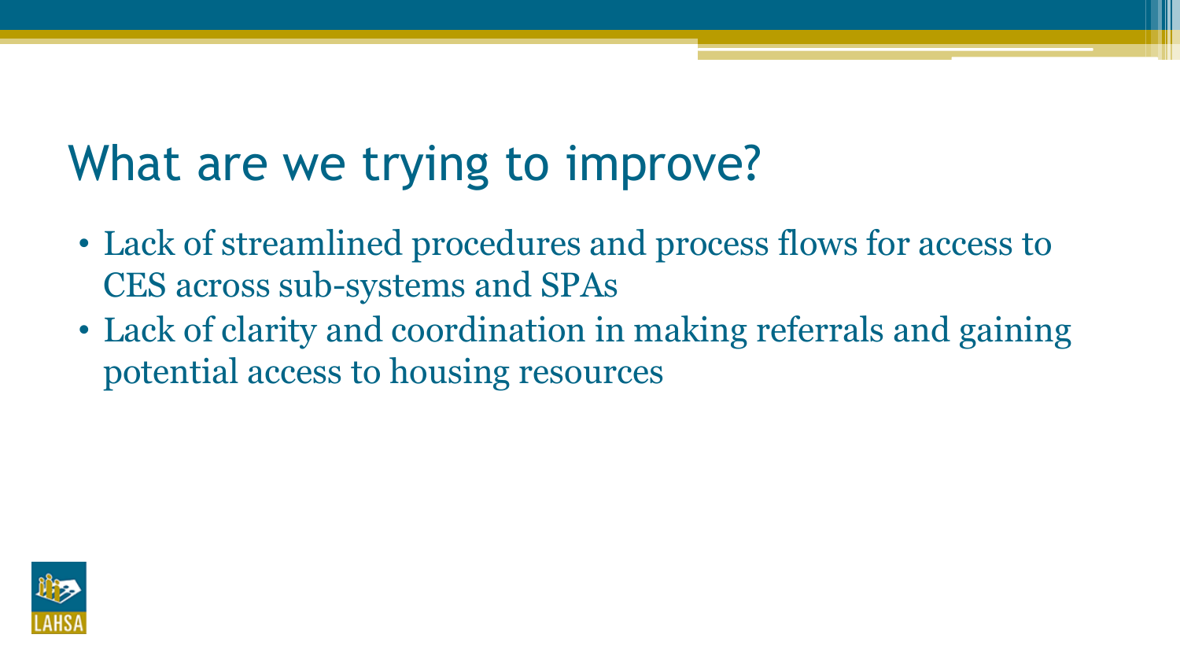# What are we trying to improve?

- Lack of streamlined procedures and process flows for access to CES across sub-systems and SPAs
- Lack of clarity and coordination in making referrals and gaining potential access to housing resources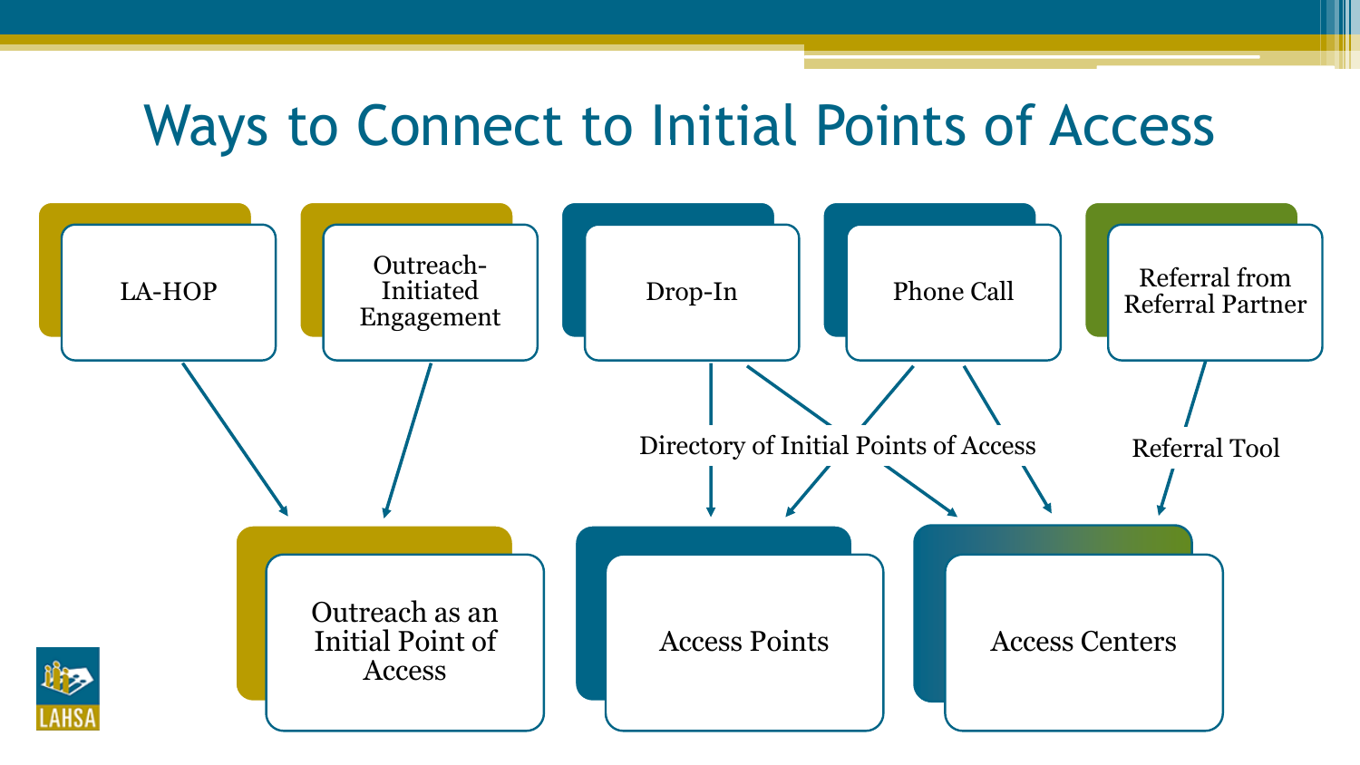# Ways to Connect to Initial Points of Access

- LA-HOP → Outreach as an Initial Point of Access
- Outreach-Initiated Engagement → Outreach as an Initial Point of Access
- Drop-In → Directory of Initial Points of Access → Access Points
- Drop-In → Directory of Initial Points of Access → Access Centers
- Phone Call → Directory of Initial Points of Access → Access Points
- Phone Call → Directory of Initial Points of Access → Access Centers
- Referral from Referral Partner → Referral Tool → Access Centers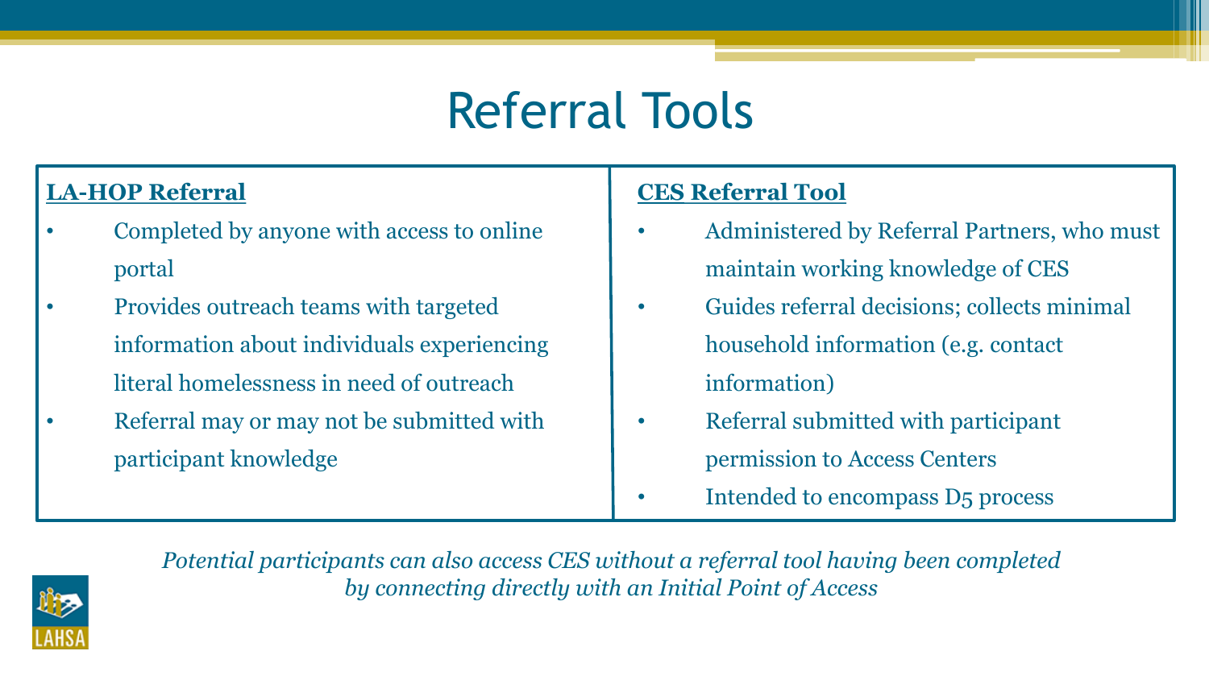# Referral Tools

**LA-HOP Referral**

- Completed by anyone with access to online portal
- Provides outreach teams with targeted information about individuals experiencing literal homelessness in need of outreach
- Referral may or may not be submitted with participant knowledge

**CES Referral Tool**

- Administered by Referral Partners, who must maintain working knowledge of CES
- Guides referral decisions; collects minimal household information (e.g. contact information)
- Referral submitted with participant permission to Access Centers
- Intended to encompass D5 process

*Potential participants can also access CES without a referral tool having been completed by connecting directly with an Initial Point of Access*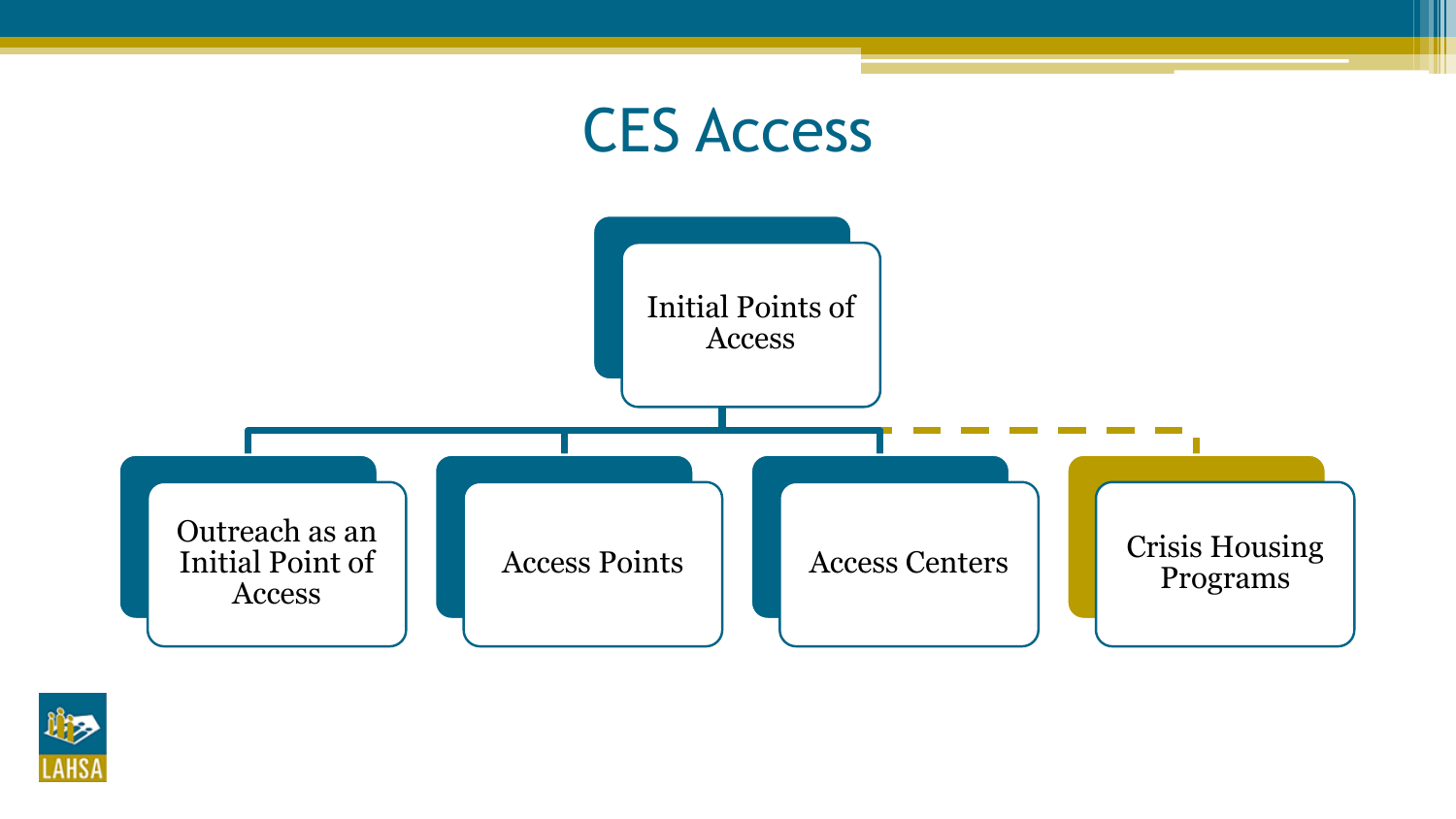# CES Access

- Initial Points of Access
  - Outreach as an Initial Point of Access
  - Access Points
  - Access Centers
  - Crisis Housing Programs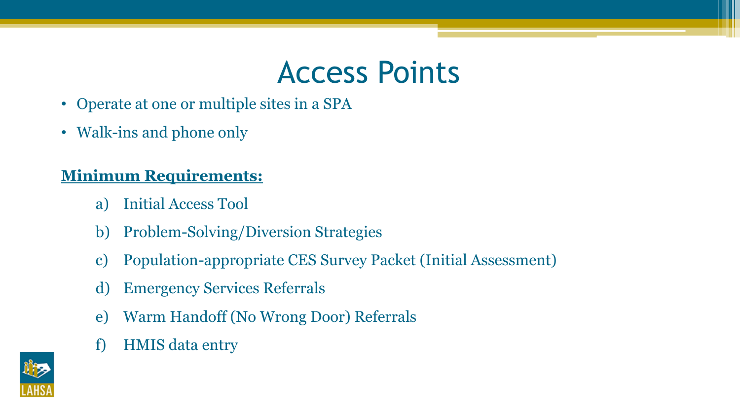# Access Points

- Operate at one or multiple sites in a SPA
- Walk-ins and phone only

**Minimum Requirements:**

a) Initial Access Tool
b) Problem-Solving/Diversion Strategies
c) Population-appropriate CES Survey Packet (Initial Assessment)
d) Emergency Services Referrals
e) Warm Handoff (No Wrong Door) Referrals
f) HMIS data entry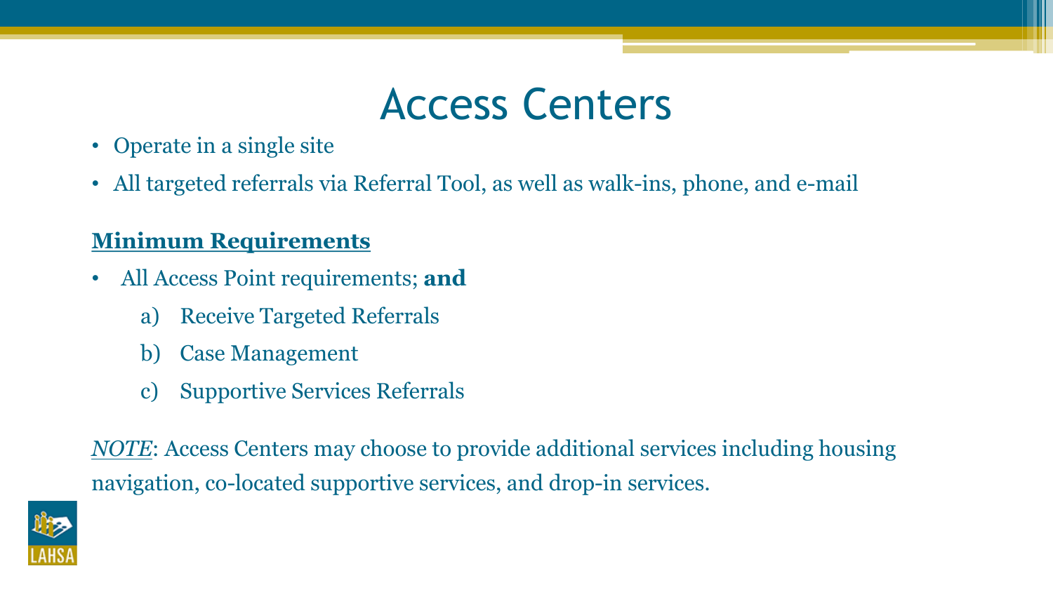# Access Centers

- Operate in a single site
- All targeted referrals via Referral Tool, as well as walk-ins, phone, and e-mail

**Minimum Requirements**

- All Access Point requirements; **and**
  a) Receive Targeted Referrals
  b) Case Management
  c) Supportive Services Referrals

*NOTE*: Access Centers may choose to provide additional services including housing navigation, co-located supportive services, and drop-in services.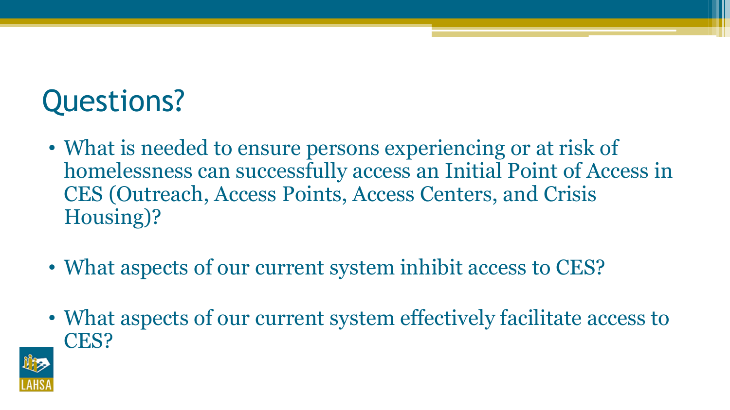# Questions?

- What is needed to ensure persons experiencing or at risk of homelessness can successfully access an Initial Point of Access in CES (Outreach, Access Points, Access Centers, and Crisis Housing)?
- What aspects of our current system inhibit access to CES?
- What aspects of our current system effectively facilitate access to CES?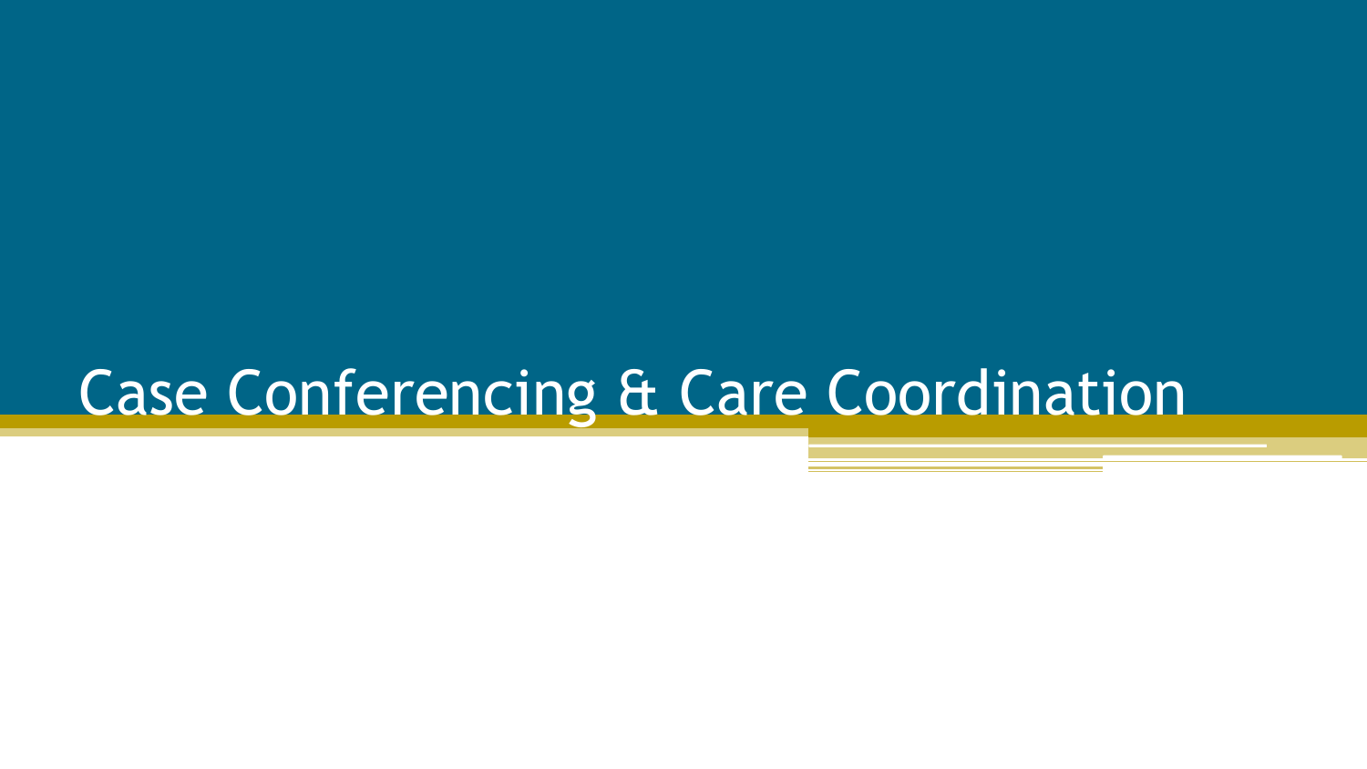# Case Conferencing & Care Coordination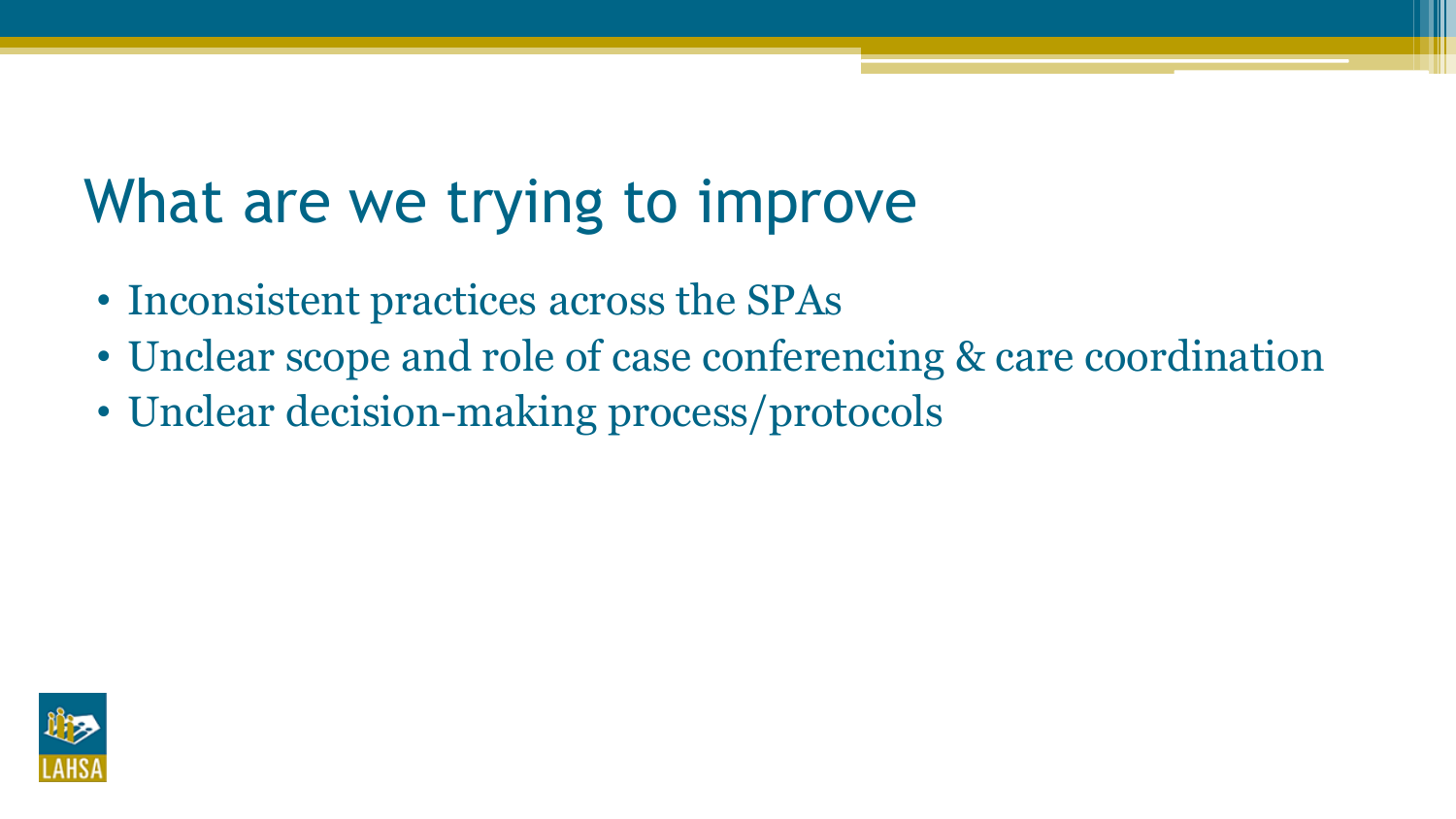# What are we trying to improve

- Inconsistent practices across the SPAs
- Unclear scope and role of case conferencing & care coordination
- Unclear decision-making process/protocols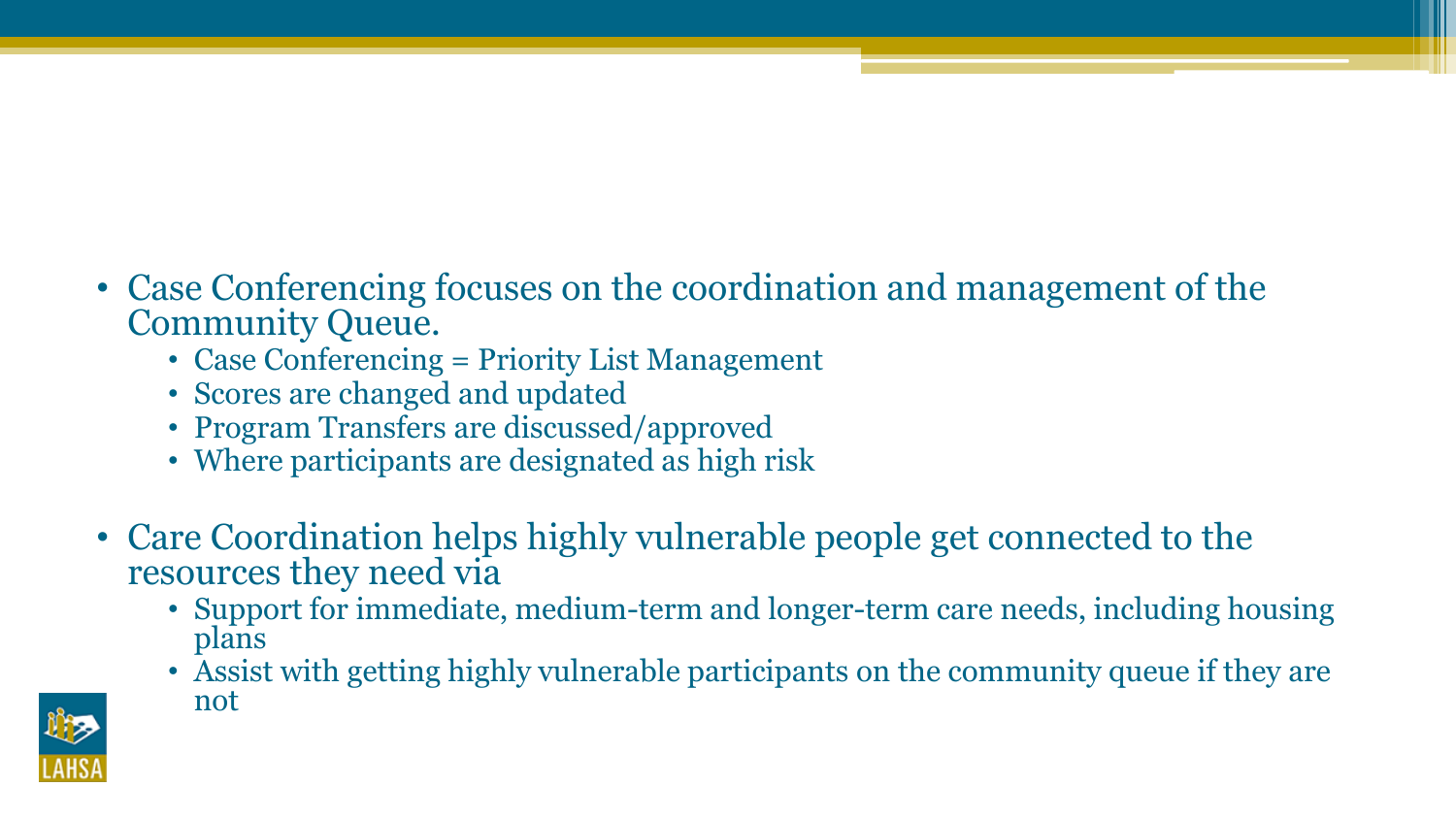- Case Conferencing focuses on the coordination and management of the Community Queue.
  - Case Conferencing = Priority List Management
  - Scores are changed and updated
  - Program Transfers are discussed/approved
  - Where participants are designated as high risk
- Care Coordination helps highly vulnerable people get connected to the resources they need via
  - Support for immediate, medium-term and longer-term care needs, including housing plans
  - Assist with getting highly vulnerable participants on the community queue if they are not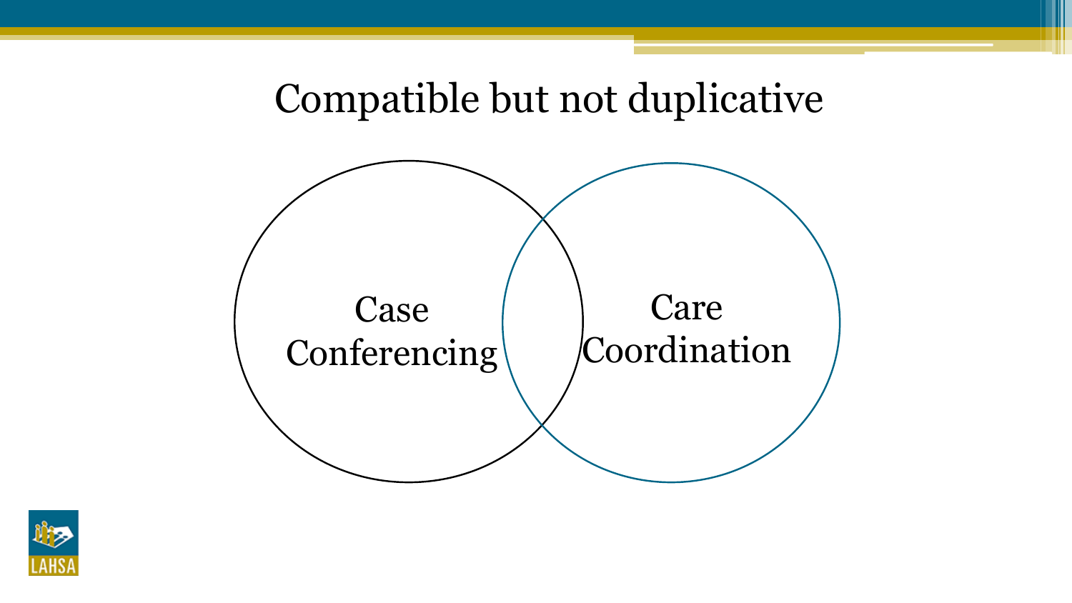# Compatible but not duplicative

Case Conferencing

Care Coordination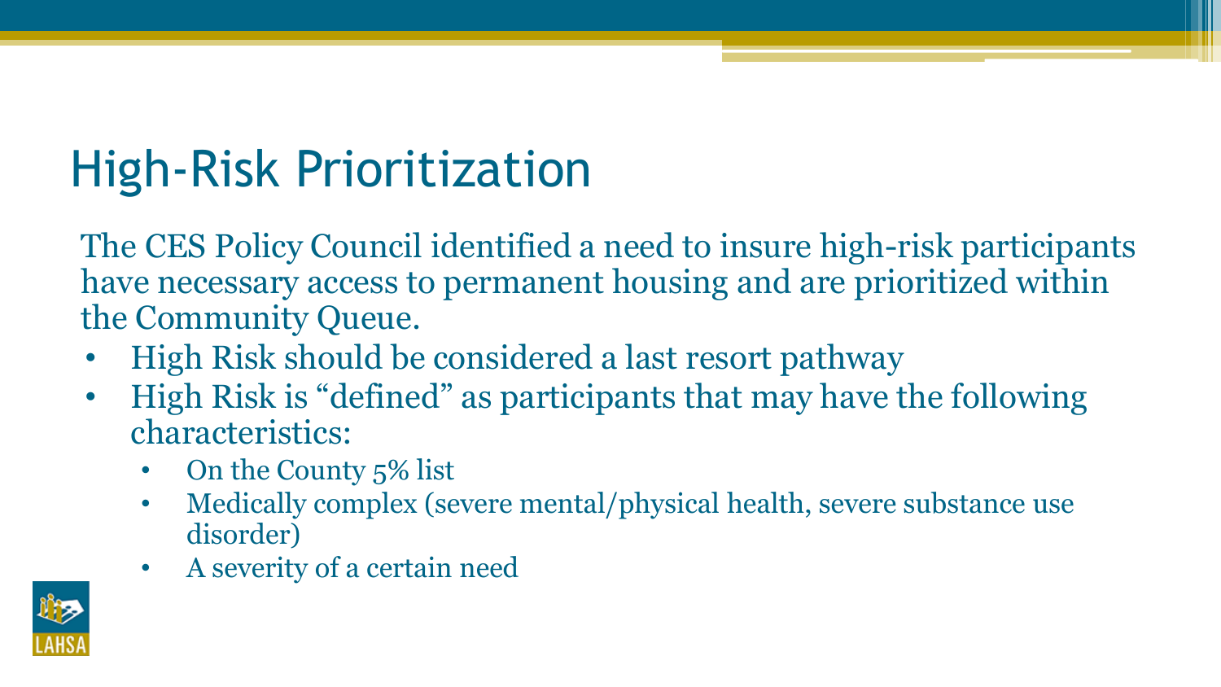# High-Risk Prioritization

The CES Policy Council identified a need to insure high-risk participants have necessary access to permanent housing and are prioritized within the Community Queue.

- High Risk should be considered a last resort pathway
- High Risk is “defined” as participants that may have the following characteristics:
  - On the County 5% list
  - Medically complex (severe mental/physical health, severe substance use disorder)
  - A severity of a certain need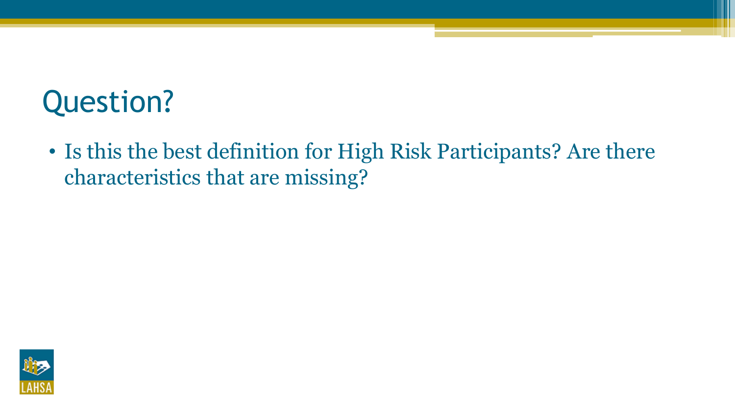# Question?

- Is this the best definition for High Risk Participants? Are there characteristics that are missing?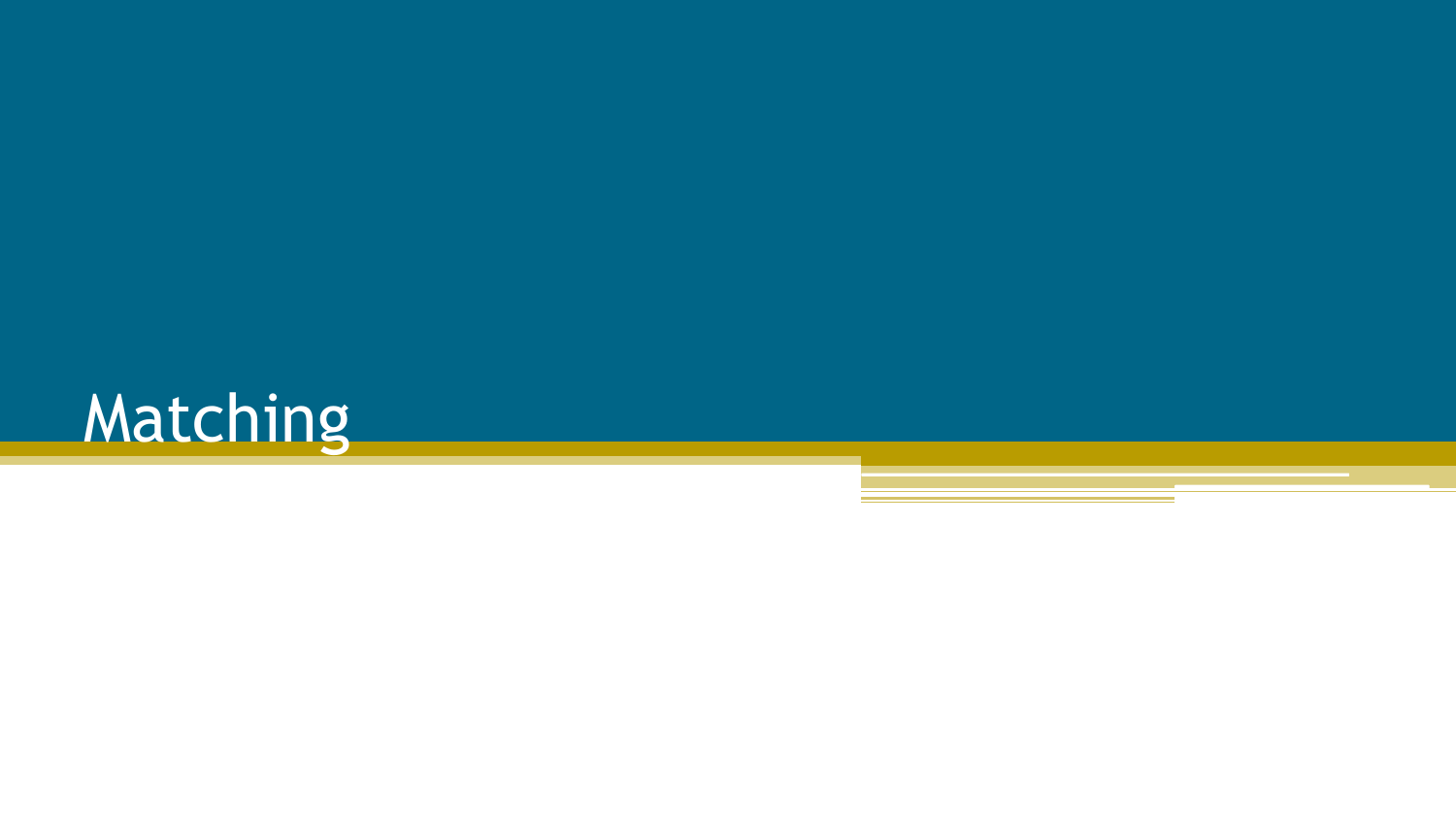# Matching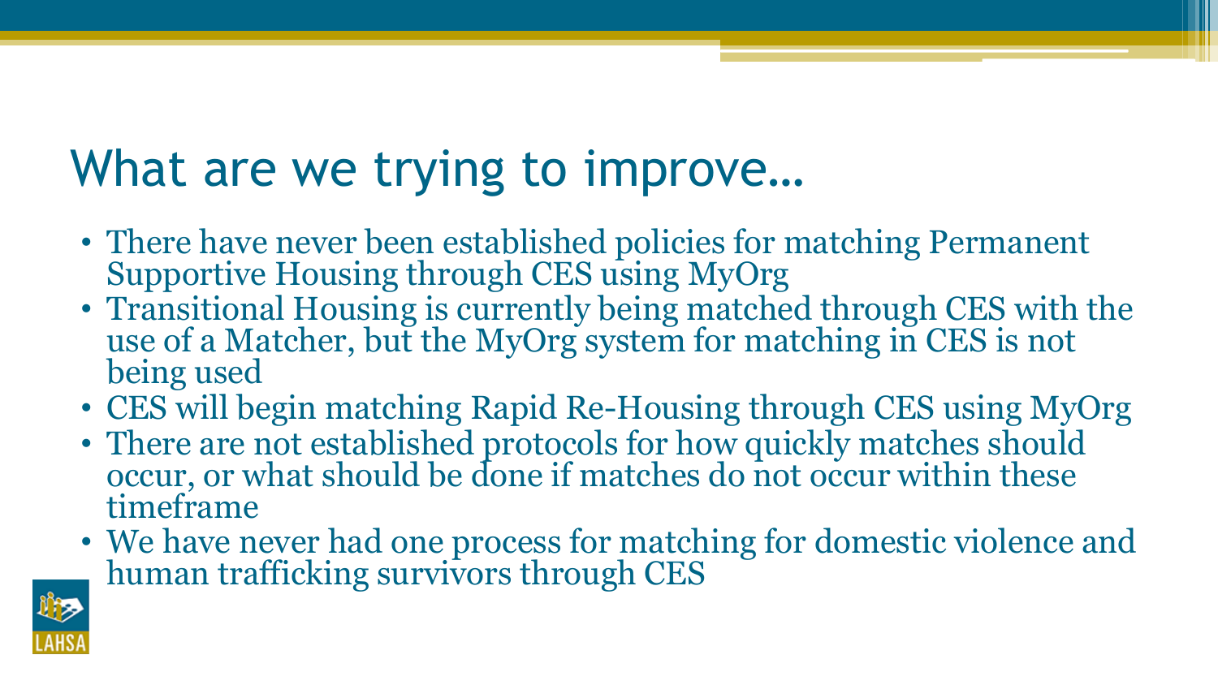# What are we trying to improve…

- There have never been established policies for matching Permanent Supportive Housing through CES using MyOrg
- Transitional Housing is currently being matched through CES with the use of a Matcher, but the MyOrg system for matching in CES is not being used
- CES will begin matching Rapid Re-Housing through CES using MyOrg
- There are not established protocols for how quickly matches should occur, or what should be done if matches do not occur within these timeframe
- We have never had one process for matching for domestic violence and human trafficking survivors through CES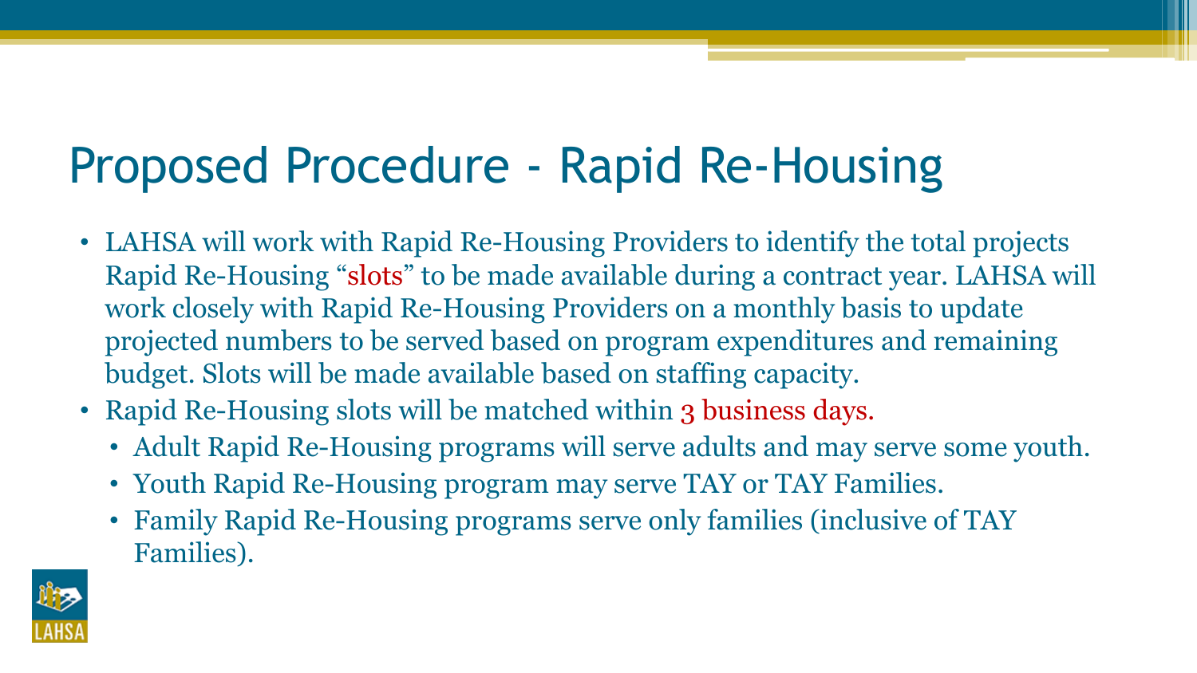# Proposed Procedure - Rapid Re-Housing

- LAHSA will work with Rapid Re-Housing Providers to identify the total projects Rapid Re-Housing "slots" to be made available during a contract year. LAHSA will work closely with Rapid Re-Housing Providers on a monthly basis to update projected numbers to be served based on program expenditures and remaining budget. Slots will be made available based on staffing capacity.
- Rapid Re-Housing slots will be matched within 3 business days.
  - Adult Rapid Re-Housing programs will serve adults and may serve some youth.
  - Youth Rapid Re-Housing program may serve TAY or TAY Families.
  - Family Rapid Re-Housing programs serve only families (inclusive of TAY Families).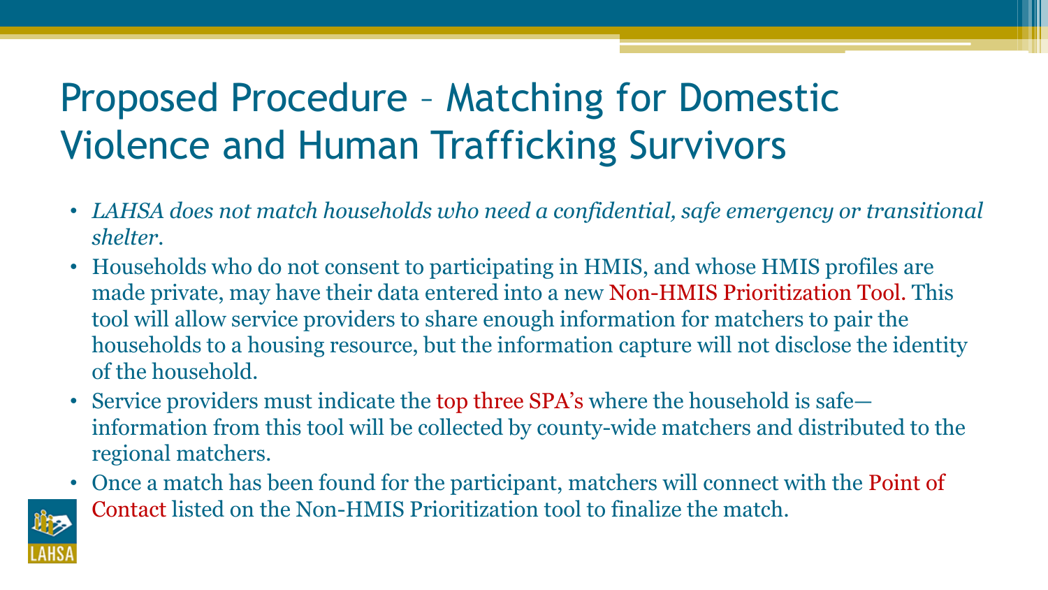# Proposed Procedure – Matching for Domestic Violence and Human Trafficking Survivors

- *LAHSA does not match households who need a confidential, safe emergency or transitional shelter.*
- Households who do not consent to participating in HMIS, and whose HMIS profiles are made private, may have their data entered into a new Non-HMIS Prioritization Tool. This tool will allow service providers to share enough information for matchers to pair the households to a housing resource, but the information capture will not disclose the identity of the household.
- Service providers must indicate the top three SPA's where the household is safe—information from this tool will be collected by county-wide matchers and distributed to the regional matchers.
- Once a match has been found for the participant, matchers will connect with the Point of Contact listed on the Non-HMIS Prioritization tool to finalize the match.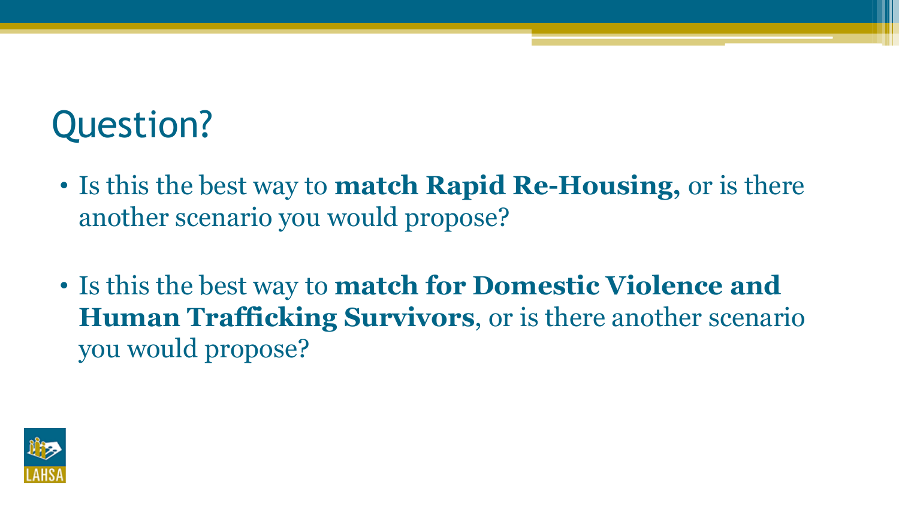# Question?

- Is this the best way to **match Rapid Re-Housing,** or is there another scenario you would propose?

- Is this the best way to **match for Domestic Violence and Human Trafficking Survivors**, or is there another scenario you would propose?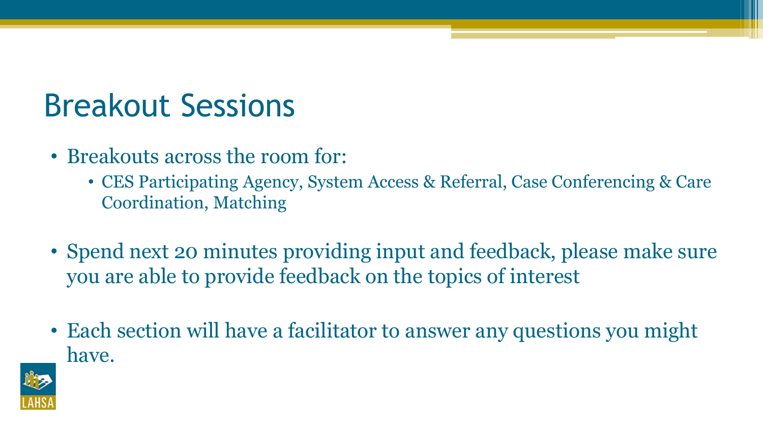# Breakout Sessions

- Breakouts across the room for:
  - CES Participating Agency, System Access & Referral, Case Conferencing & Care Coordination, Matching
- Spend next 20 minutes providing input and feedback, please make sure you are able to provide feedback on the topics of interest
- Each section will have a facilitator to answer any questions you might have.